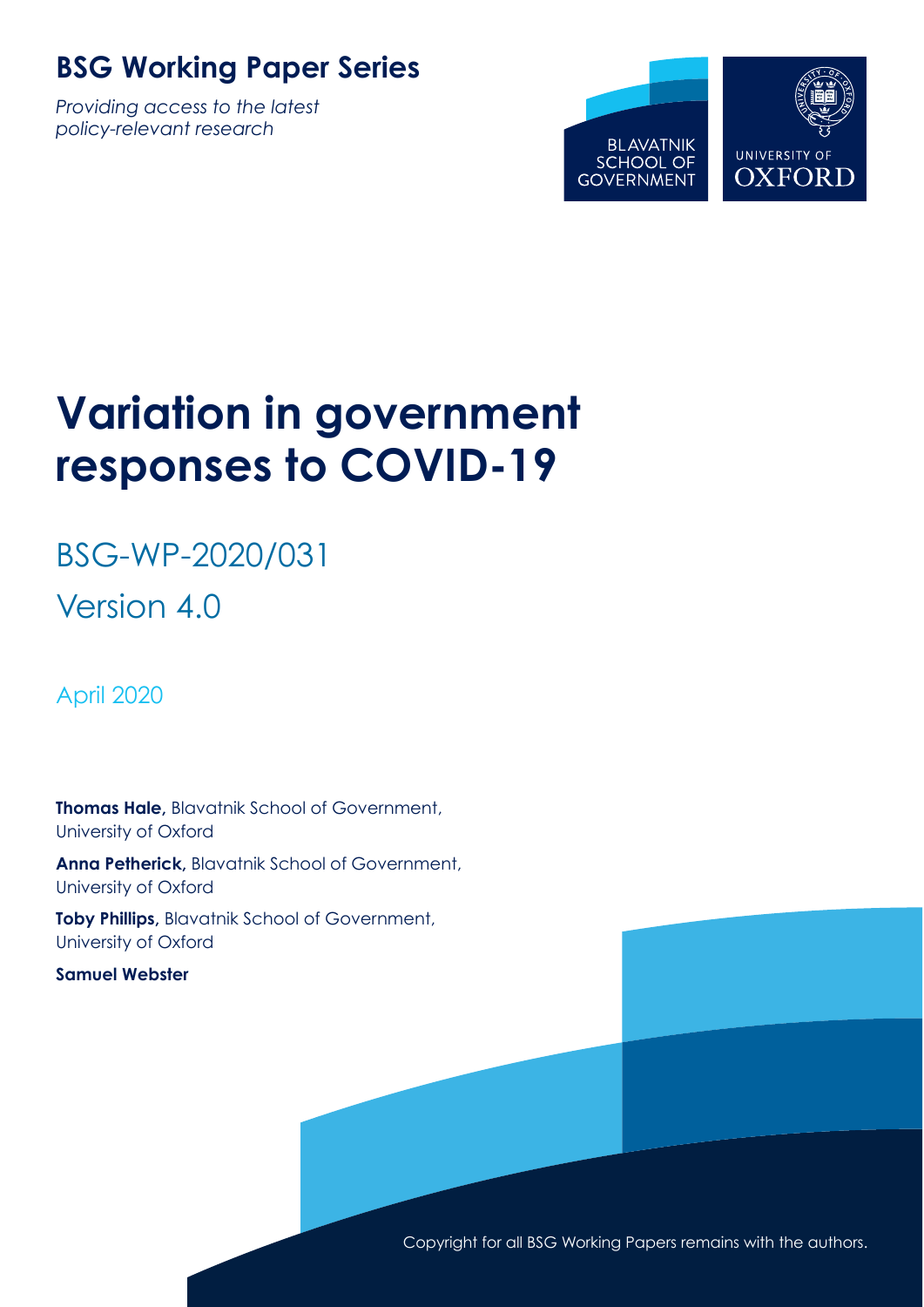**BSG Working Paper Series**

*Providing access to the latest policy-relevant research*

BLAVATNIK SCHOOL OF GOVERNMENT

UNIVERSITY OF OXFORD

# Variation in government responses to COVID-19

BSG-WP-2020/031

Version 4.0

April 2020

**Thomas Hale,** Blavatnik School of Government, University of Oxford

**Anna Petherick,** Blavatnik School of Government, University of Oxford

**Toby Phillips,** Blavatnik School of Government, University of Oxford

**Samuel Webster**

Copyright for all BSG Working Papers remains with the authors.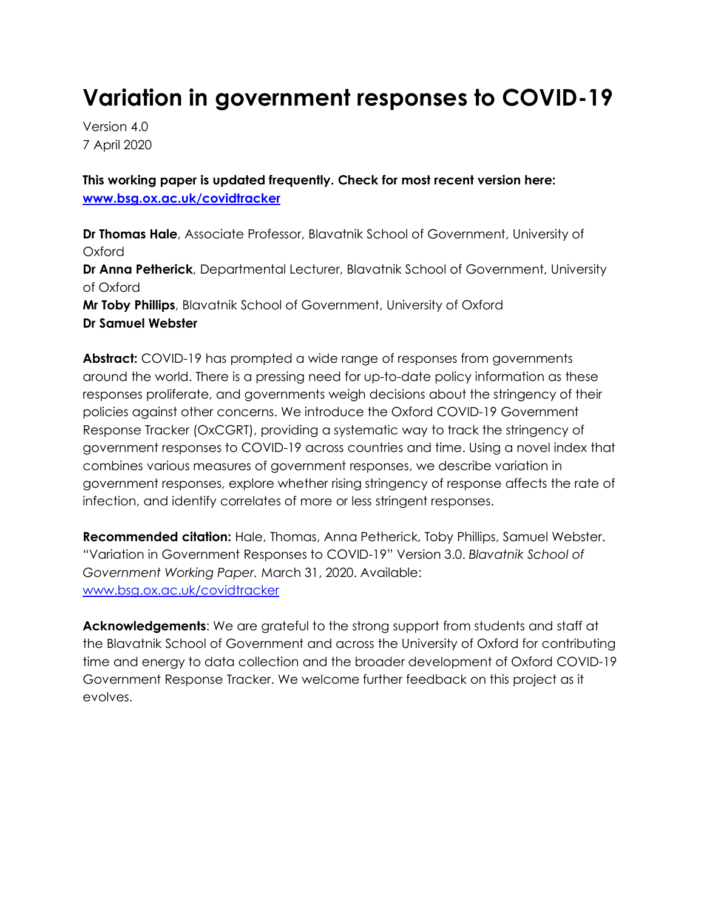# Variation in government responses to COVID-19

Version 4.0
7 April 2020

**This working paper is updated frequently. Check for most recent version here: [www.bsg.ox.ac.uk/covidtracker](www.bsg.ox.ac.uk/covidtracker)**

**Dr Thomas Hale**, Associate Professor, Blavatnik School of Government, University of Oxford
**Dr Anna Petherick**, Departmental Lecturer, Blavatnik School of Government, University of Oxford
**Mr Toby Phillips**, Blavatnik School of Government, University of Oxford
**Dr Samuel Webster**

**Abstract:** COVID-19 has prompted a wide range of responses from governments around the world. There is a pressing need for up-to-date policy information as these responses proliferate, and governments weigh decisions about the stringency of their policies against other concerns. We introduce the Oxford COVID-19 Government Response Tracker (OxCGRT), providing a systematic way to track the stringency of government responses to COVID-19 across countries and time. Using a novel index that combines various measures of government responses, we describe variation in government responses, explore whether rising stringency of response affects the rate of infection, and identify correlates of more or less stringent responses.

**Recommended citation:** Hale, Thomas, Anna Petherick, Toby Phillips, Samuel Webster. "Variation in Government Responses to COVID-19" Version 3.0. *Blavatnik School of Government Working Paper.* March 31, 2020. Available: [www.bsg.ox.ac.uk/covidtracker](www.bsg.ox.ac.uk/covidtracker)

**Acknowledgements**: We are grateful to the strong support from students and staff at the Blavatnik School of Government and across the University of Oxford for contributing time and energy to data collection and the broader development of Oxford COVID-19 Government Response Tracker. We welcome further feedback on this project as it evolves.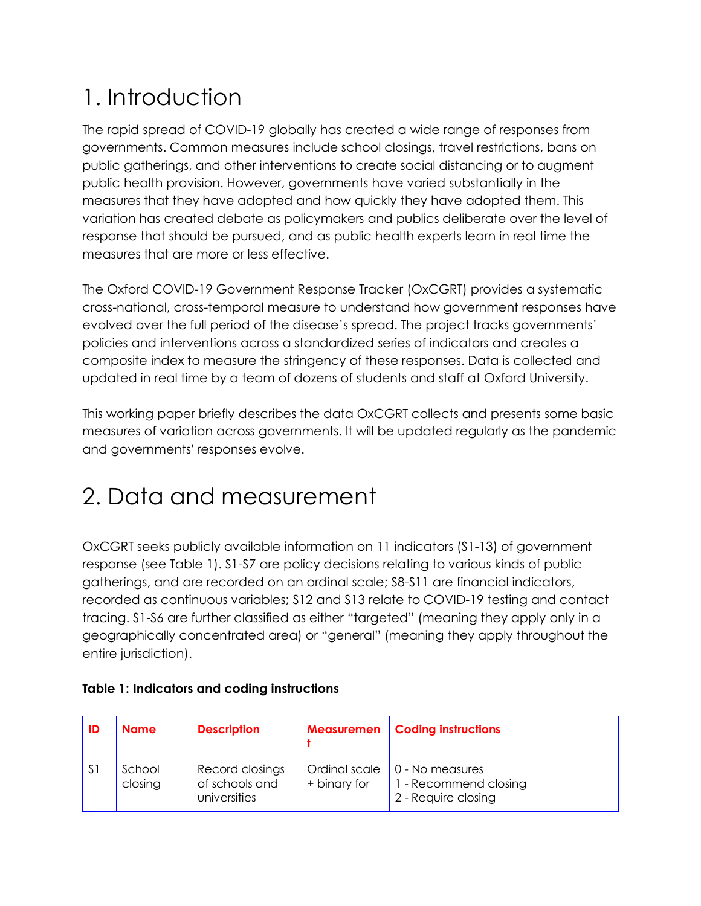# 1. Introduction

The rapid spread of COVID-19 globally has created a wide range of responses from governments. Common measures include school closings, travel restrictions, bans on public gatherings, and other interventions to create social distancing or to augment public health provision. However, governments have varied substantially in the measures that they have adopted and how quickly they have adopted them. This variation has created debate as policymakers and publics deliberate over the level of response that should be pursued, and as public health experts learn in real time the measures that are more or less effective.

The Oxford COVID-19 Government Response Tracker (OxCGRT) provides a systematic cross-national, cross-temporal measure to understand how government responses have evolved over the full period of the disease's spread. The project tracks governments' policies and interventions across a standardized series of indicators and creates a composite index to measure the stringency of these responses. Data is collected and updated in real time by a team of dozens of students and staff at Oxford University.

This working paper briefly describes the data OxCGRT collects and presents some basic measures of variation across governments. It will be updated regularly as the pandemic and governments' responses evolve.

# 2. Data and measurement

OxCGRT seeks publicly available information on 11 indicators (S1-13) of government response (see Table 1). S1-S7 are policy decisions relating to various kinds of public gatherings, and are recorded on an ordinal scale; S8-S11 are financial indicators, recorded as continuous variables; S12 and S13 relate to COVID-19 testing and contact tracing. S1-S6 are further classified as either "targeted" (meaning they apply only in a geographically concentrated area) or "general" (meaning they apply throughout the entire jurisdiction).

**Table 1: Indicators and coding instructions**

| ID | Name | Description | Measurement | Coding instructions |
|---|---|---|---|---|
| S1 | School closing | Record closings of schools and universities | Ordinal scale + binary for | 0 - No measures<br>1 - Recommend closing<br>2 - Require closing |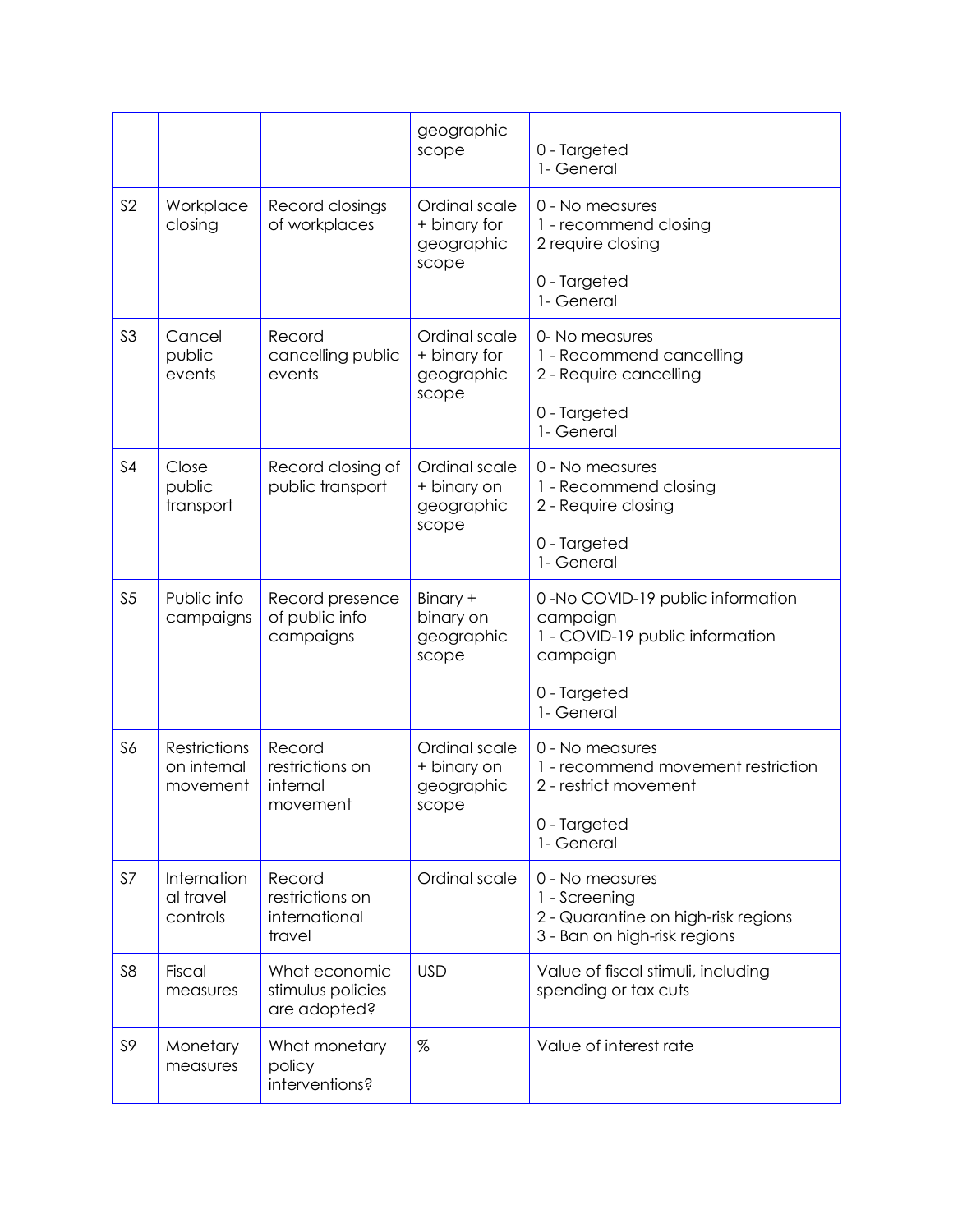| | | | | |
|---|---|---|---|---|
| | | | geographic scope | 0 - Targeted<br>1- General |
| S2 | Workplace closing | Record closings of workplaces | Ordinal scale + binary for geographic scope | 0 - No measures<br>1 - recommend closing<br>2 require closing<br><br>0 - Targeted<br>1- General |
| S3 | Cancel public events | Record cancelling public events | Ordinal scale + binary for geographic scope | 0- No measures<br>1 - Recommend cancelling<br>2 - Require cancelling<br><br>0 - Targeted<br>1- General |
| S4 | Close public transport | Record closing of public transport | Ordinal scale + binary on geographic scope | 0 - No measures<br>1 - Recommend closing<br>2 - Require closing<br><br>0 - Targeted<br>1- General |
| S5 | Public info campaigns | Record presence of public info campaigns | Binary + binary on geographic scope | 0 -No COVID-19 public information campaign<br>1 - COVID-19 public information campaign<br><br>0 - Targeted<br>1- General |
| S6 | Restrictions on internal movement | Record restrictions on internal movement | Ordinal scale + binary on geographic scope | 0 - No measures<br>1 - recommend movement restriction<br>2 - restrict movement<br><br>0 - Targeted<br>1- General |
| S7 | International travel controls | Record restrictions on international travel | Ordinal scale | 0 - No measures<br>1 - Screening<br>2 - Quarantine on high-risk regions<br>3 - Ban on high-risk regions |
| S8 | Fiscal measures | What economic stimulus policies are adopted? | USD | Value of fiscal stimuli, including spending or tax cuts |
| S9 | Monetary measures | What monetary policy interventions? | % | Value of interest rate |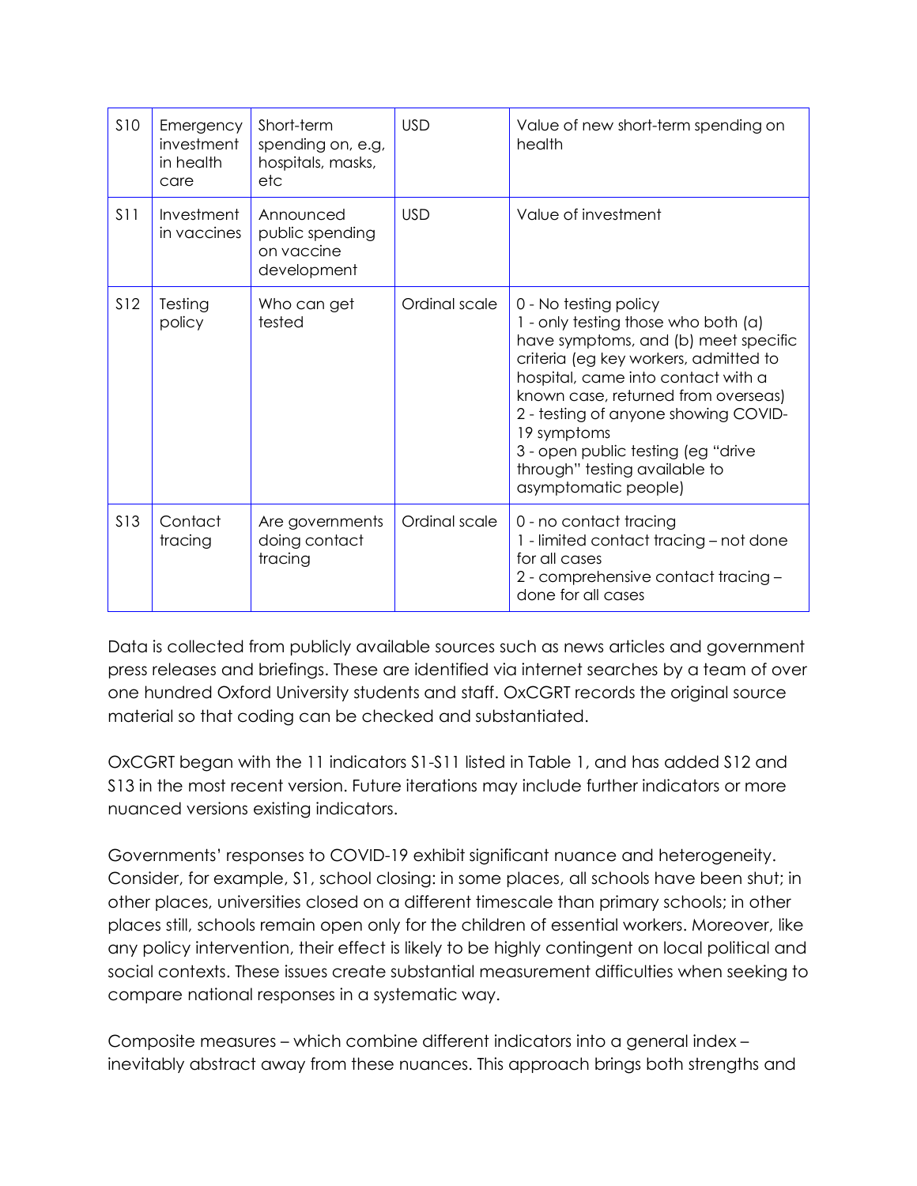| S10 | Emergency investment in health care | Short-term spending on, e.g, hospitals, masks, etc | USD | Value of new short-term spending on health |
|---|---|---|---|---|
| S11 | Investment in vaccines | Announced public spending on vaccine development | USD | Value of investment |
| S12 | Testing policy | Who can get tested | Ordinal scale | 0 - No testing policy<br>1 - only testing those who both (a) have symptoms, and (b) meet specific criteria (eg key workers, admitted to hospital, came into contact with a known case, returned from overseas)<br>2 - testing of anyone showing COVID-19 symptoms<br>3 - open public testing (eg "drive through" testing available to asymptomatic people) |
| S13 | Contact tracing | Are governments doing contact tracing | Ordinal scale | 0 - no contact tracing<br>1 - limited contact tracing – not done for all cases<br>2 - comprehensive contact tracing – done for all cases |

Data is collected from publicly available sources such as news articles and government press releases and briefings. These are identified via internet searches by a team of over one hundred Oxford University students and staff. OxCGRT records the original source material so that coding can be checked and substantiated.

OxCGRT began with the 11 indicators S1-S11 listed in Table 1, and has added S12 and S13 in the most recent version. Future iterations may include further indicators or more nuanced versions existing indicators.

Governments' responses to COVID-19 exhibit significant nuance and heterogeneity. Consider, for example, S1, school closing: in some places, all schools have been shut; in other places, universities closed on a different timescale than primary schools; in other places still, schools remain open only for the children of essential workers. Moreover, like any policy intervention, their effect is likely to be highly contingent on local political and social contexts. These issues create substantial measurement difficulties when seeking to compare national responses in a systematic way.

Composite measures – which combine different indicators into a general index – inevitably abstract away from these nuances. This approach brings both strengths and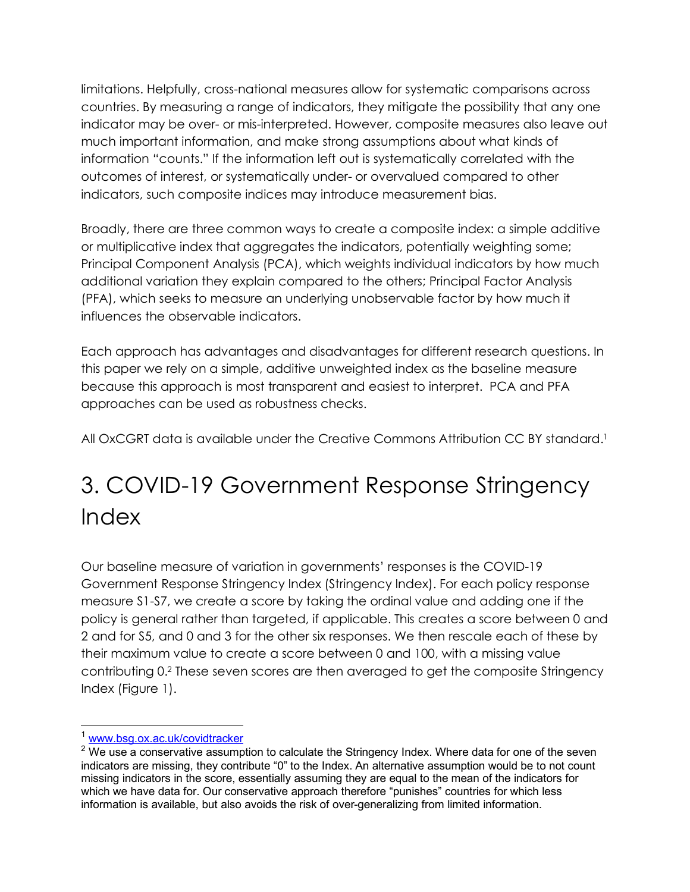limitations. Helpfully, cross-national measures allow for systematic comparisons across countries. By measuring a range of indicators, they mitigate the possibility that any one indicator may be over- or mis-interpreted. However, composite measures also leave out much important information, and make strong assumptions about what kinds of information "counts." If the information left out is systematically correlated with the outcomes of interest, or systematically under- or overvalued compared to other indicators, such composite indices may introduce measurement bias.

Broadly, there are three common ways to create a composite index: a simple additive or multiplicative index that aggregates the indicators, potentially weighting some; Principal Component Analysis (PCA), which weights individual indicators by how much additional variation they explain compared to the others; Principal Factor Analysis (PFA), which seeks to measure an underlying unobservable factor by how much it influences the observable indicators.

Each approach has advantages and disadvantages for different research questions. In this paper we rely on a simple, additive unweighted index as the baseline measure because this approach is most transparent and easiest to interpret. PCA and PFA approaches can be used as robustness checks.

All OxCGRT data is available under the Creative Commons Attribution CC BY standard.[1]

# 3. COVID-19 Government Response Stringency Index

Our baseline measure of variation in governments' responses is the COVID-19 Government Response Stringency Index (Stringency Index). For each policy response measure S1-S7, we create a score by taking the ordinal value and adding one if the policy is general rather than targeted, if applicable. This creates a score between 0 and 2 and for S5, and 0 and 3 for the other six responses. We then rescale each of these by their maximum value to create a score between 0 and 100, with a missing value contributing 0.[2] These seven scores are then averaged to get the composite Stringency Index (Figure 1).

---

[1] www.bsg.ox.ac.uk/covidtracker

[2] We use a conservative assumption to calculate the Stringency Index. Where data for one of the seven indicators are missing, they contribute "0" to the Index. An alternative assumption would be to not count missing indicators in the score, essentially assuming they are equal to the mean of the indicators for which we have data for. Our conservative approach therefore "punishes" countries for which less information is available, but also avoids the risk of over-generalizing from limited information.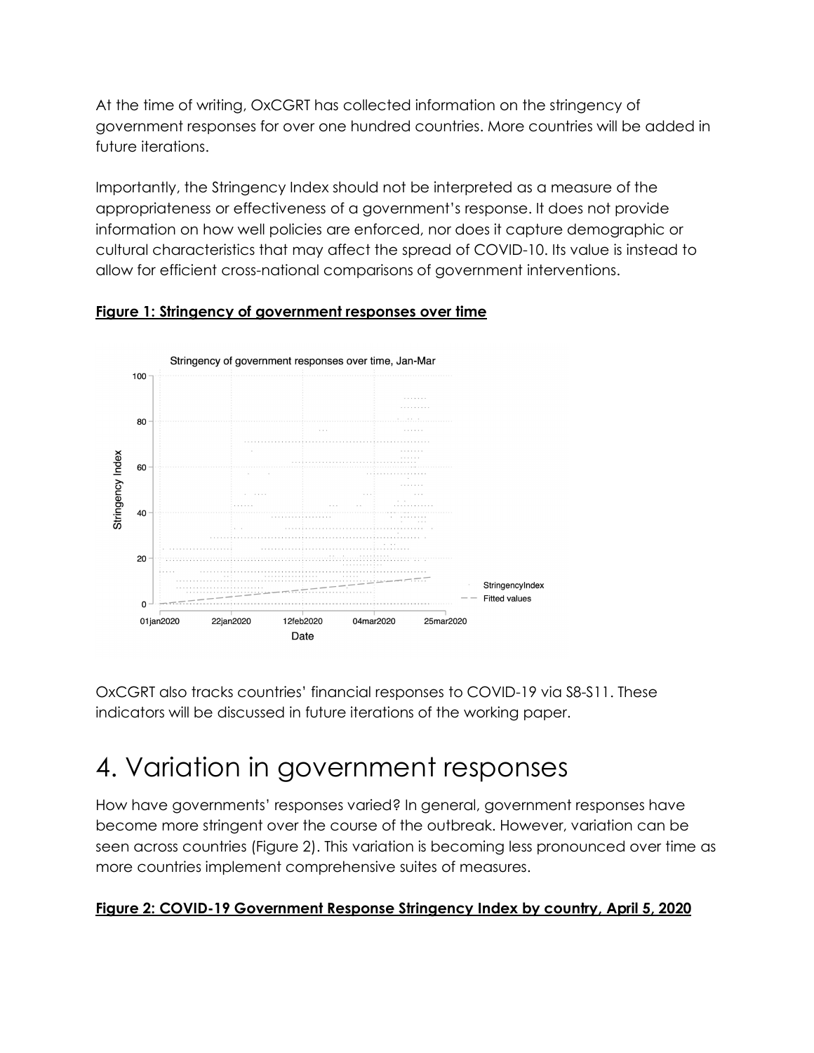At the time of writing, OxCGRT has collected information on the stringency of government responses for over one hundred countries. More countries will be added in future iterations.

Importantly, the Stringency Index should not be interpreted as a measure of the appropriateness or effectiveness of a government's response. It does not provide information on how well policies are enforced, nor does it capture demographic or cultural characteristics that may affect the spread of COVID-10. Its value is instead to allow for efficient cross-national comparisons of government interventions.

**Figure 1: Stringency of government responses over time**

OxCGRT also tracks countries' financial responses to COVID-19 via S8-S11. These indicators will be discussed in future iterations of the working paper.

# 4. Variation in government responses

How have governments' responses varied? In general, government responses have become more stringent over the course of the outbreak. However, variation can be seen across countries (Figure 2). This variation is becoming less pronounced over time as more countries implement comprehensive suites of measures.

**Figure 2: COVID-19 Government Response Stringency Index by country, April 5, 2020**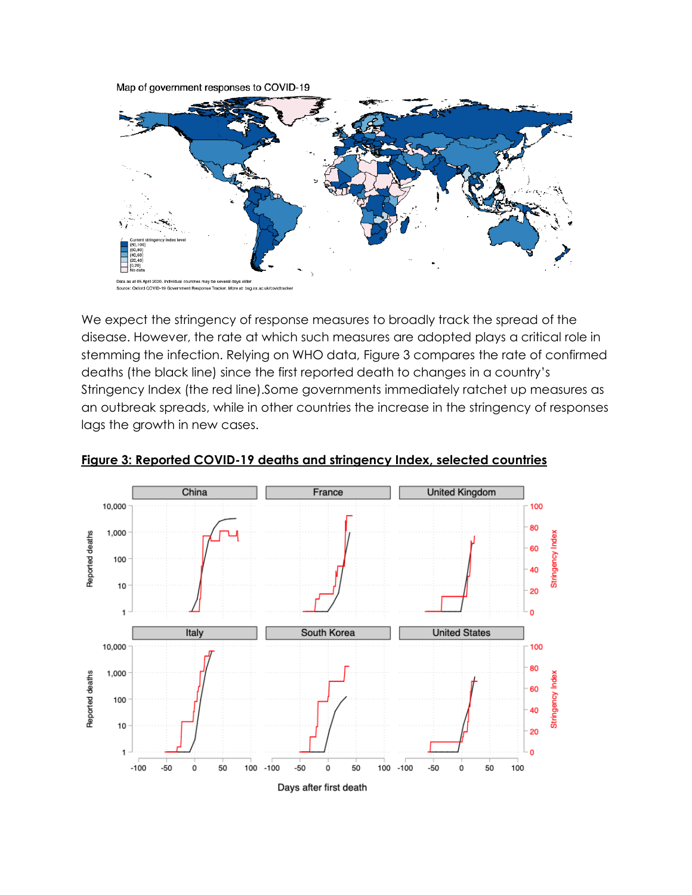Map of government responses to COVID-19

Current stringency index level
(80,100]
(60,80]
(40,60]
(20,40]
[0,20]
No data

Data as at 05 April 2020. Individual countries may be several days older.
Source: Oxford COVID-19 Government Response Tracker. More at: bsg.ox.ac.uk/covidtracker

We expect the stringency of response measures to broadly track the spread of the disease. However, the rate at which such measures are adopted plays a critical role in stemming the infection. Relying on WHO data, Figure 3 compares the rate of confirmed deaths (the black line) since the first reported death to changes in a country's Stringency Index (the red line).Some governments immediately ratchet up measures as an outbreak spreads, while in other countries the increase in the stringency of responses lags the growth in new cases.

**Figure 3: Reported COVID-19 deaths and stringency Index, selected countries**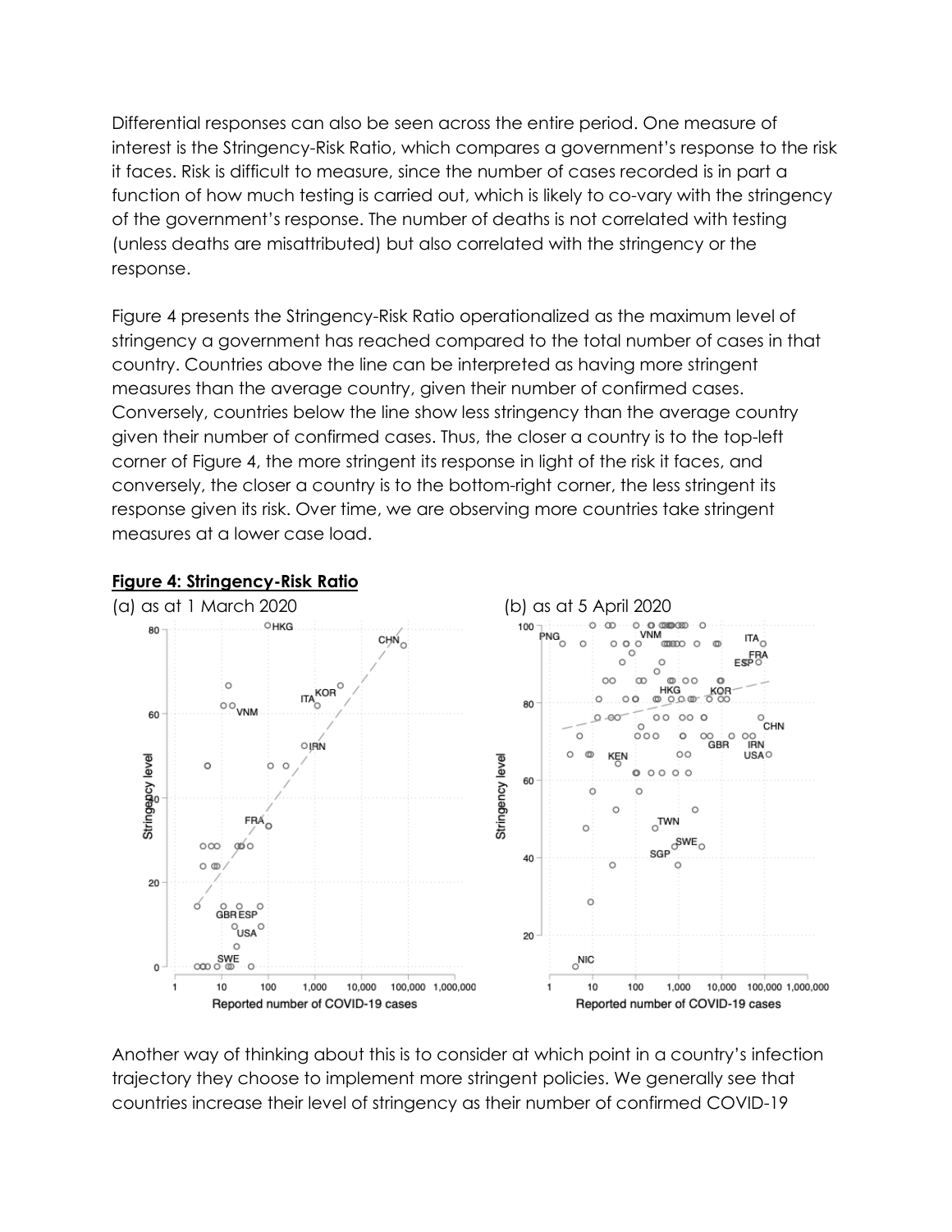Differential responses can also be seen across the entire period. One measure of interest is the Stringency-Risk Ratio, which compares a government's response to the risk it faces. Risk is difficult to measure, since the number of cases recorded is in part a function of how much testing is carried out, which is likely to co-vary with the stringency of the government's response. The number of deaths is not correlated with testing (unless deaths are misattributed) but also correlated with the stringency or the response.

Figure 4 presents the Stringency-Risk Ratio operationalized as the maximum level of stringency a government has reached compared to the total number of cases in that country. Countries above the line can be interpreted as having more stringent measures than the average country, given their number of confirmed cases. Conversely, countries below the line show less stringency than the average country given their number of confirmed cases. Thus, the closer a country is to the top-left corner of Figure 4, the more stringent its response in light of the risk it faces, and conversely, the closer a country is to the bottom-right corner, the less stringent its response given its risk. Over time, we are observing more countries take stringent measures at a lower case load.

**Figure 4: Stringency-Risk Ratio**

(a) as at 1 March 2020 (b) as at 5 April 2020

Another way of thinking about this is to consider at which point in a country's infection trajectory they choose to implement more stringent policies. We generally see that countries increase their level of stringency as their number of confirmed COVID-19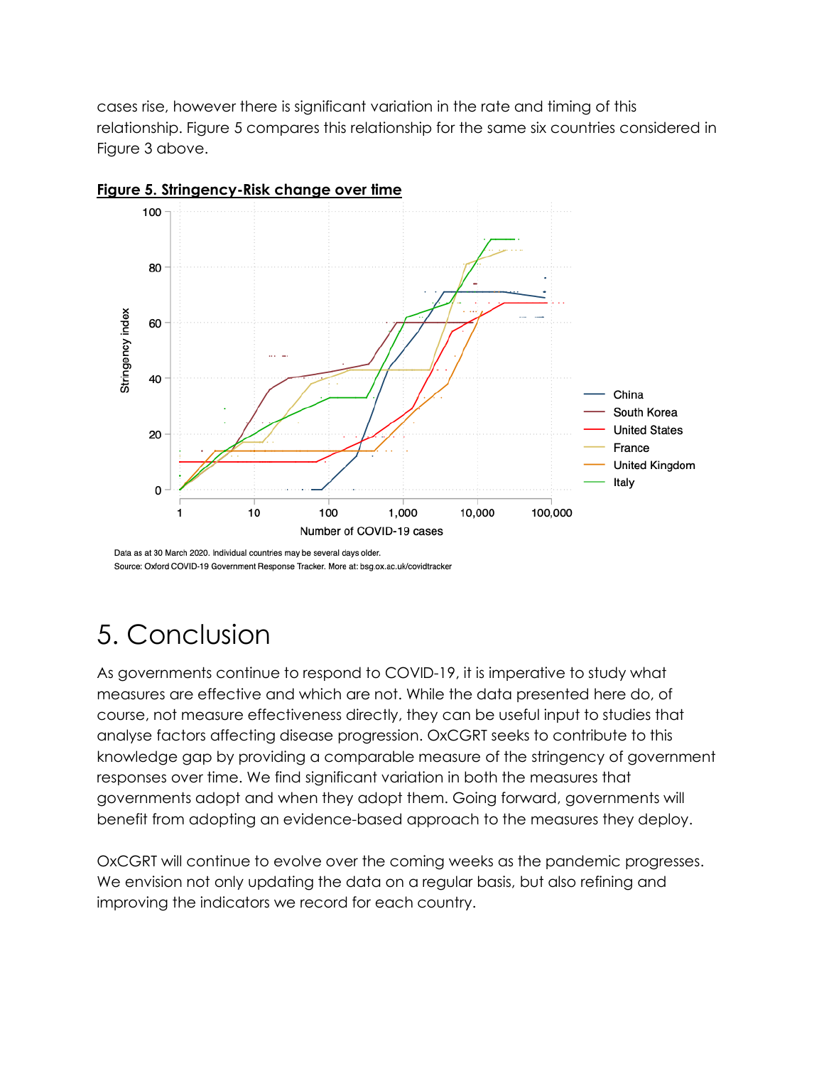cases rise, however there is significant variation in the rate and timing of this relationship. Figure 5 compares this relationship for the same six countries considered in Figure 3 above.

**Figure 5. Stringency-Risk change over time**

Data as at 30 March 2020. Individual countries may be several days older.
Source: Oxford COVID-19 Government Response Tracker. More at: bsg.ox.ac.uk/covidtracker

# 5. Conclusion

As governments continue to respond to COVID-19, it is imperative to study what measures are effective and which are not. While the data presented here do, of course, not measure effectiveness directly, they can be useful input to studies that analyse factors affecting disease progression. OxCGRT seeks to contribute to this knowledge gap by providing a comparable measure of the stringency of government responses over time. We find significant variation in both the measures that governments adopt and when they adopt them. Going forward, governments will benefit from adopting an evidence-based approach to the measures they deploy.

OxCGRT will continue to evolve over the coming weeks as the pandemic progresses. We envision not only updating the data on a regular basis, but also refining and improving the indicators we record for each country.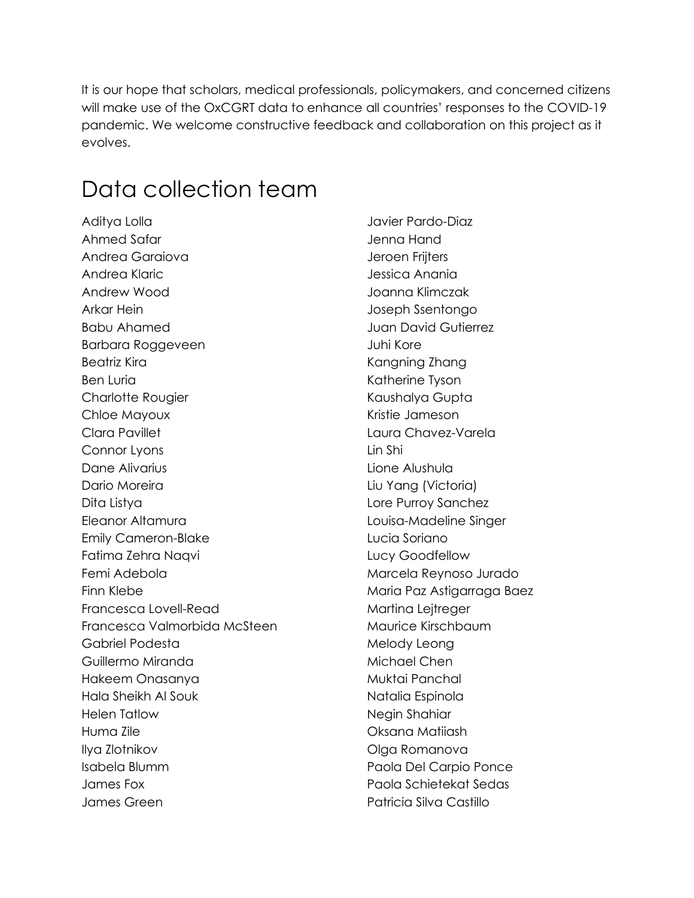It is our hope that scholars, medical professionals, policymakers, and concerned citizens will make use of the OxCGRT data to enhance all countries' responses to the COVID-19 pandemic. We welcome constructive feedback and collaboration on this project as it evolves.

# Data collection team

Aditya Lolla
Ahmed Safar
Andrea Garaiova
Andrea Klaric
Andrew Wood
Arkar Hein
Babu Ahamed
Barbara Roggeveen
Beatriz Kira
Ben Luria
Charlotte Rougier
Chloe Mayoux
Clara Pavillet
Connor Lyons
Dane Alivarius
Dario Moreira
Dita Listya
Eleanor Altamura
Emily Cameron-Blake
Fatima Zehra Naqvi
Femi Adebola
Finn Klebe
Francesca Lovell-Read
Francesca Valmorbida McSteen
Gabriel Podesta
Guillermo Miranda
Hakeem Onasanya
Hala Sheikh Al Souk
Helen Tatlow
Huma Zile
Ilya Zlotnikov
Isabela Blumm
James Fox
James Green
Javier Pardo-Diaz
Jenna Hand
Jeroen Frijters
Jessica Anania
Joanna Klimczak
Joseph Ssentongo
Juan David Gutierrez
Juhi Kore
Kangning Zhang
Katherine Tyson
Kaushalya Gupta
Kristie Jameson
Laura Chavez-Varela
Lin Shi
Lione Alushula
Liu Yang (Victoria)
Lore Purroy Sanchez
Louisa-Madeline Singer
Lucia Soriano
Lucy Goodfellow
Marcela Reynoso Jurado
Maria Paz Astigarraga Baez
Martina Lejtreger
Maurice Kirschbaum
Melody Leong
Michael Chen
Muktai Panchal
Natalia Espinola
Negin Shahiar
Oksana Matiiash
Olga Romanova
Paola Del Carpio Ponce
Paola Schietekat Sedas
Patricia Silva Castillo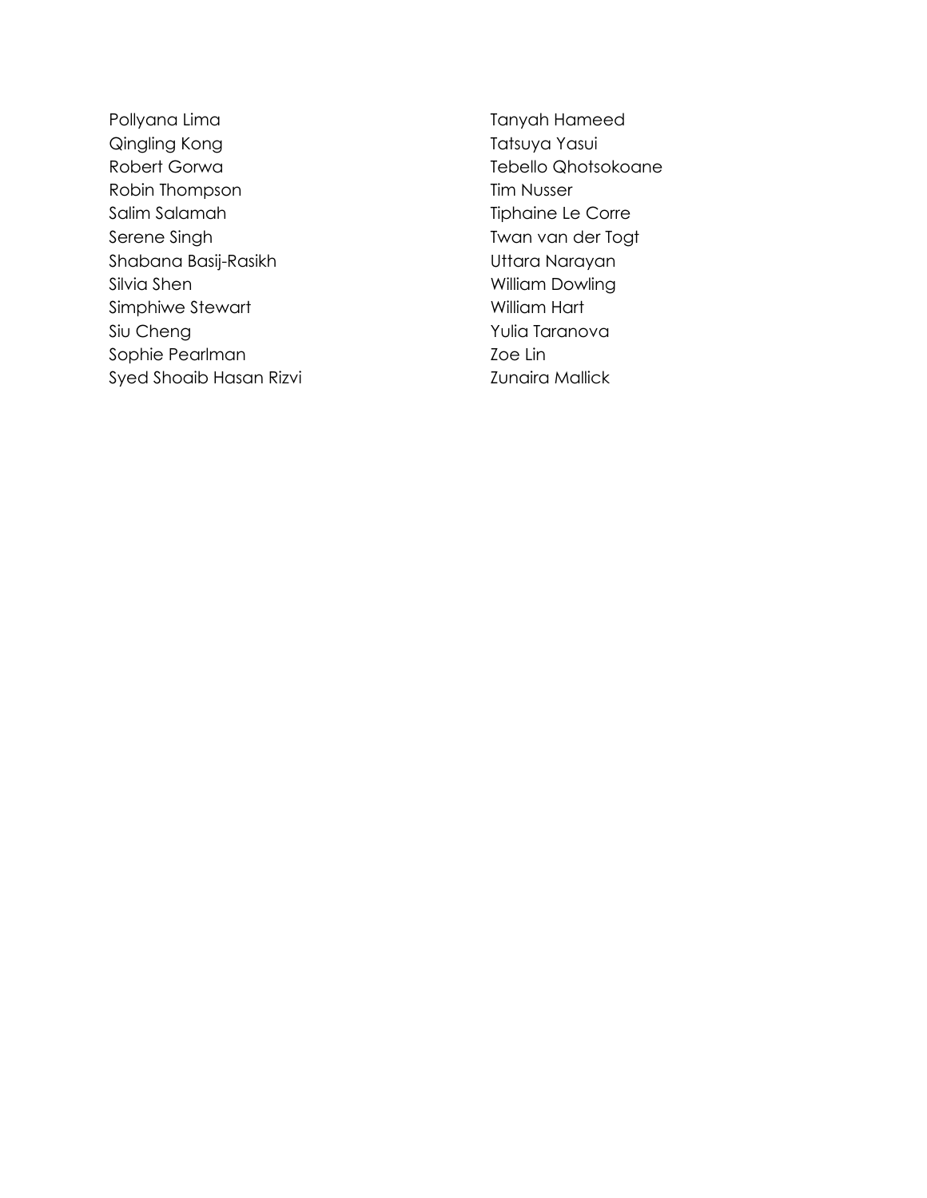Pollyana Lima
Qingling Kong
Robert Gorwa
Robin Thompson
Salim Salamah
Serene Singh
Shabana Basij-Rasikh
Silvia Shen
Simphiwe Stewart
Siu Cheng
Sophie Pearlman
Syed Shoaib Hasan Rizvi
Tanyah Hameed
Tatsuya Yasui
Tebello Qhotsokoane
Tim Nusser
Tiphaine Le Corre
Twan van der Togt
Uttara Narayan
William Dowling
William Hart
Yulia Taranova
Zoe Lin
Zunaira Mallick